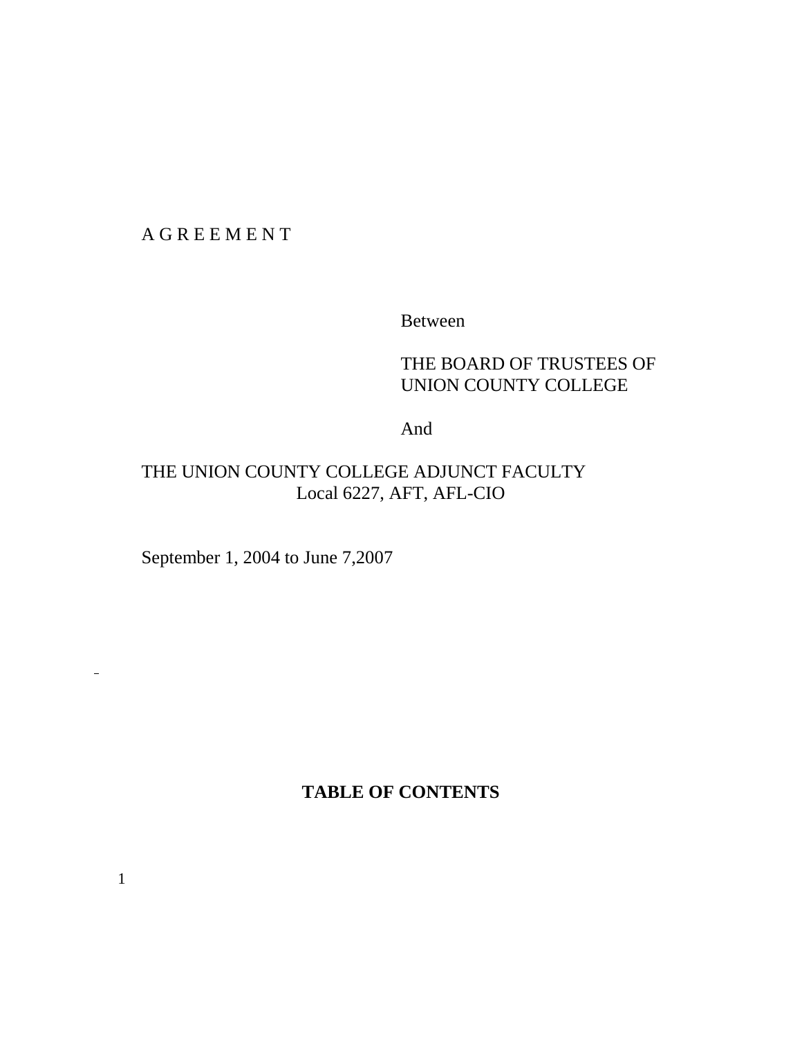A G R E E M E N T

Between

THE BOARD OF TRUSTEES OF
UNION COUNTY COLLEGE

And

THE UNION COUNTY COLLEGE ADJUNCT FACULTY
Local 6227, AFT, AFL-CIO

September 1, 2004 to June 7,2007

## TABLE OF CONTENTS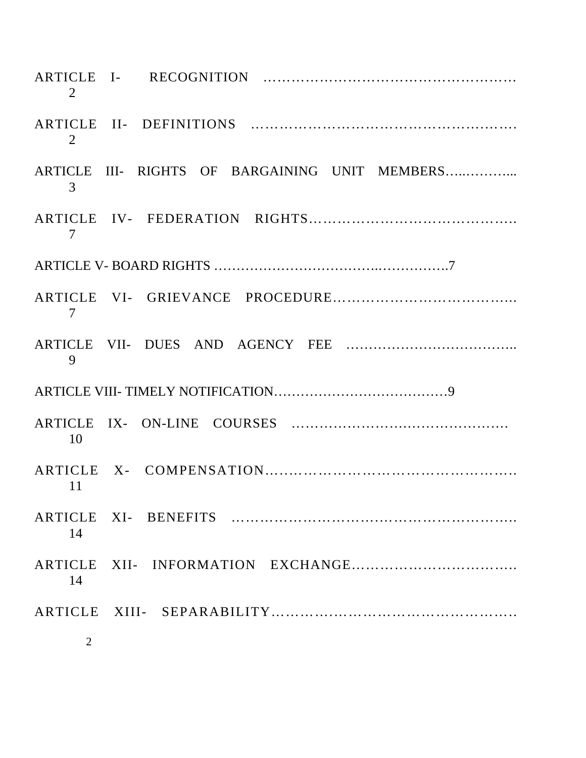ARTICLE I- RECOGNITION ……………………………………………… 2

ARTICLE II- DEFINITIONS ……………………………………………… 2

ARTICLE III- RIGHTS OF BARGAINING UNIT MEMBERS…..………... 3

ARTICLE IV- FEDERATION RIGHTS……………………………………. 7

ARTICLE V- BOARD RIGHTS ……………………………….……………. 7

ARTICLE VI- GRIEVANCE PROCEDURE………………………………… 7

ARTICLE VII- DUES AND AGENCY FEE ……………………………….. 9

ARTICLE VIII- TIMELY NOTIFICATION………………………………… 9

ARTICLE IX- ON-LINE COURSES ………………………………………. 10

ARTICLE X- COMPENSATION…………………………………………… 11

ARTICLE XI- BENEFITS ………………………………………………… 14

ARTICLE XII- INFORMATION EXCHANGE……………………………. 14

ARTICLE XIII- SEPARABILITY……………………………………………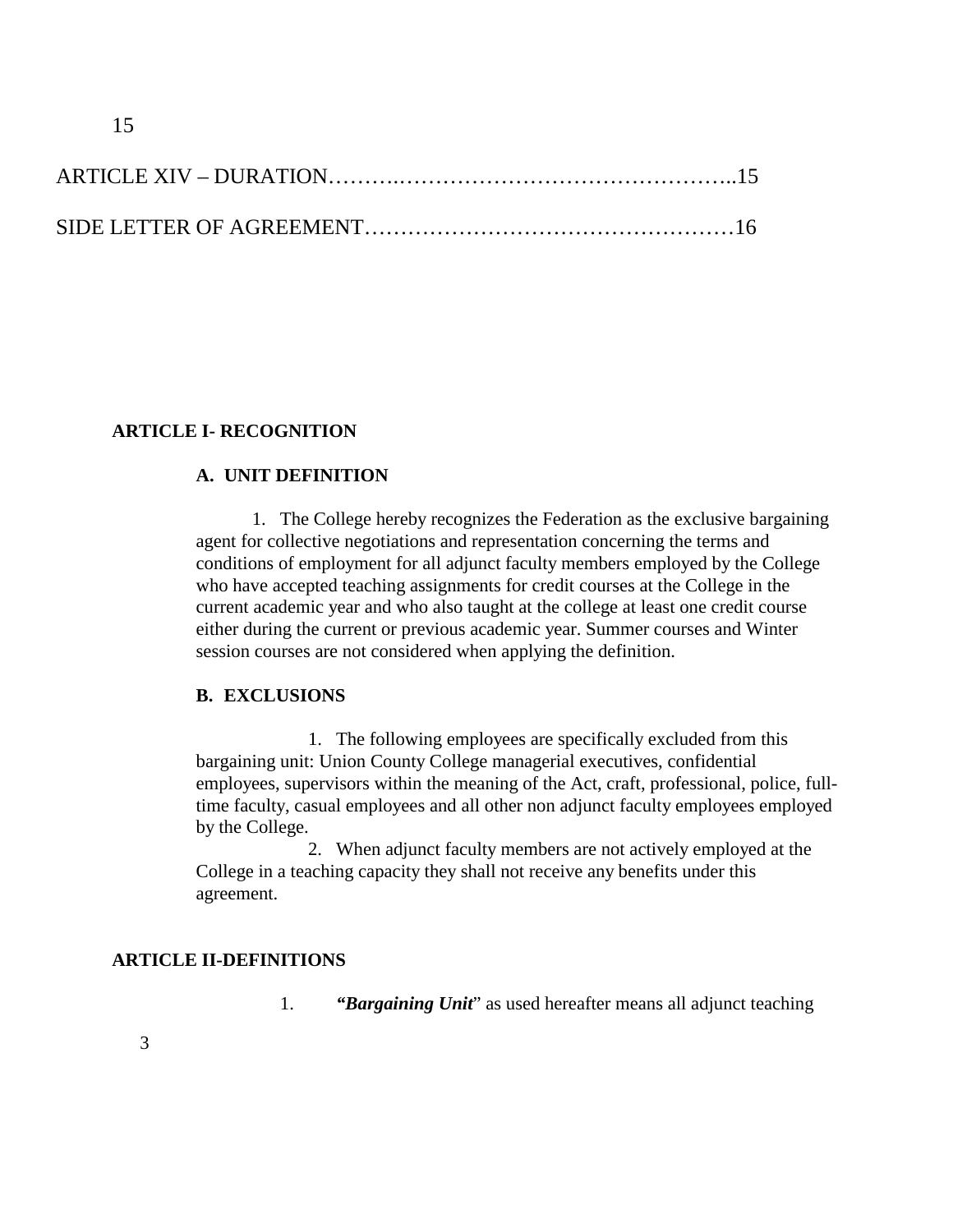15

ARTICLE XIV – DURATION……….………………………………………..15

SIDE LETTER OF AGREEMENT……………………………………………16

## ARTICLE I- RECOGNITION

### A. UNIT DEFINITION

1. The College hereby recognizes the Federation as the exclusive bargaining agent for collective negotiations and representation concerning the terms and conditions of employment for all adjunct faculty members employed by the College who have accepted teaching assignments for credit courses at the College in the current academic year and who also taught at the college at least one credit course either during the current or previous academic year. Summer courses and Winter session courses are not considered when applying the definition.

### B. EXCLUSIONS

1. The following employees are specifically excluded from this bargaining unit: Union County College managerial executives, confidential employees, supervisors within the meaning of the Act, craft, professional, police, full-time faculty, casual employees and all other non adjunct faculty employees employed by the College.

2. When adjunct faculty members are not actively employed at the College in a teaching capacity they shall not receive any benefits under this agreement.

## ARTICLE II-DEFINITIONS

1. ***"Bargaining Unit***" as used hereafter means all adjunct teaching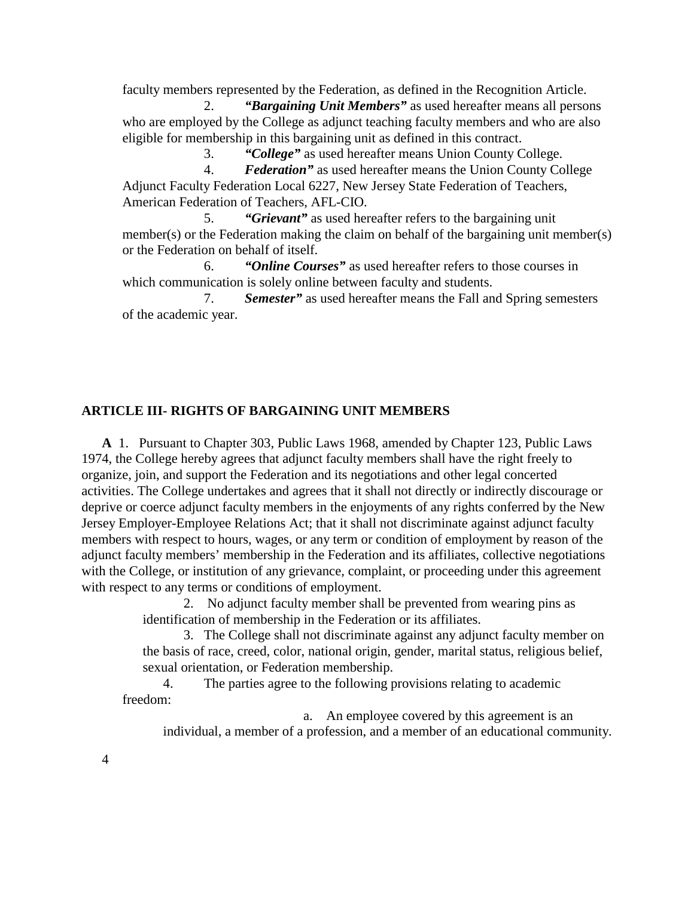faculty members represented by the Federation, as defined in the Recognition Article.

2. ***"Bargaining Unit Members"*** as used hereafter means all persons who are employed by the College as adjunct teaching faculty members and who are also eligible for membership in this bargaining unit as defined in this contract.

3. ***"College"*** as used hereafter means Union County College.

4. ***Federation"*** as used hereafter means the Union County College Adjunct Faculty Federation Local 6227, New Jersey State Federation of Teachers, American Federation of Teachers, AFL-CIO.

5. ***"Grievant"*** as used hereafter refers to the bargaining unit member(s) or the Federation making the claim on behalf of the bargaining unit member(s) or the Federation on behalf of itself.

6. ***"Online Courses"*** as used hereafter refers to those courses in which communication is solely online between faculty and students.

7. ***Semester"*** as used hereafter means the Fall and Spring semesters of the academic year.

## ARTICLE III- RIGHTS OF BARGAINING UNIT MEMBERS

**A** 1. Pursuant to Chapter 303, Public Laws 1968, amended by Chapter 123, Public Laws 1974, the College hereby agrees that adjunct faculty members shall have the right freely to organize, join, and support the Federation and its negotiations and other legal concerted activities. The College undertakes and agrees that it shall not directly or indirectly discourage or deprive or coerce adjunct faculty members in the enjoyments of any rights conferred by the New Jersey Employer-Employee Relations Act; that it shall not discriminate against adjunct faculty members with respect to hours, wages, or any term or condition of employment by reason of the adjunct faculty members' membership in the Federation and its affiliates, collective negotiations with the College, or institution of any grievance, complaint, or proceeding under this agreement with respect to any terms or conditions of employment.

2. No adjunct faculty member shall be prevented from wearing pins as identification of membership in the Federation or its affiliates.

3. The College shall not discriminate against any adjunct faculty member on the basis of race, creed, color, national origin, gender, marital status, religious belief, sexual orientation, or Federation membership.

4. The parties agree to the following provisions relating to academic freedom:

a. An employee covered by this agreement is an individual, a member of a profession, and a member of an educational community.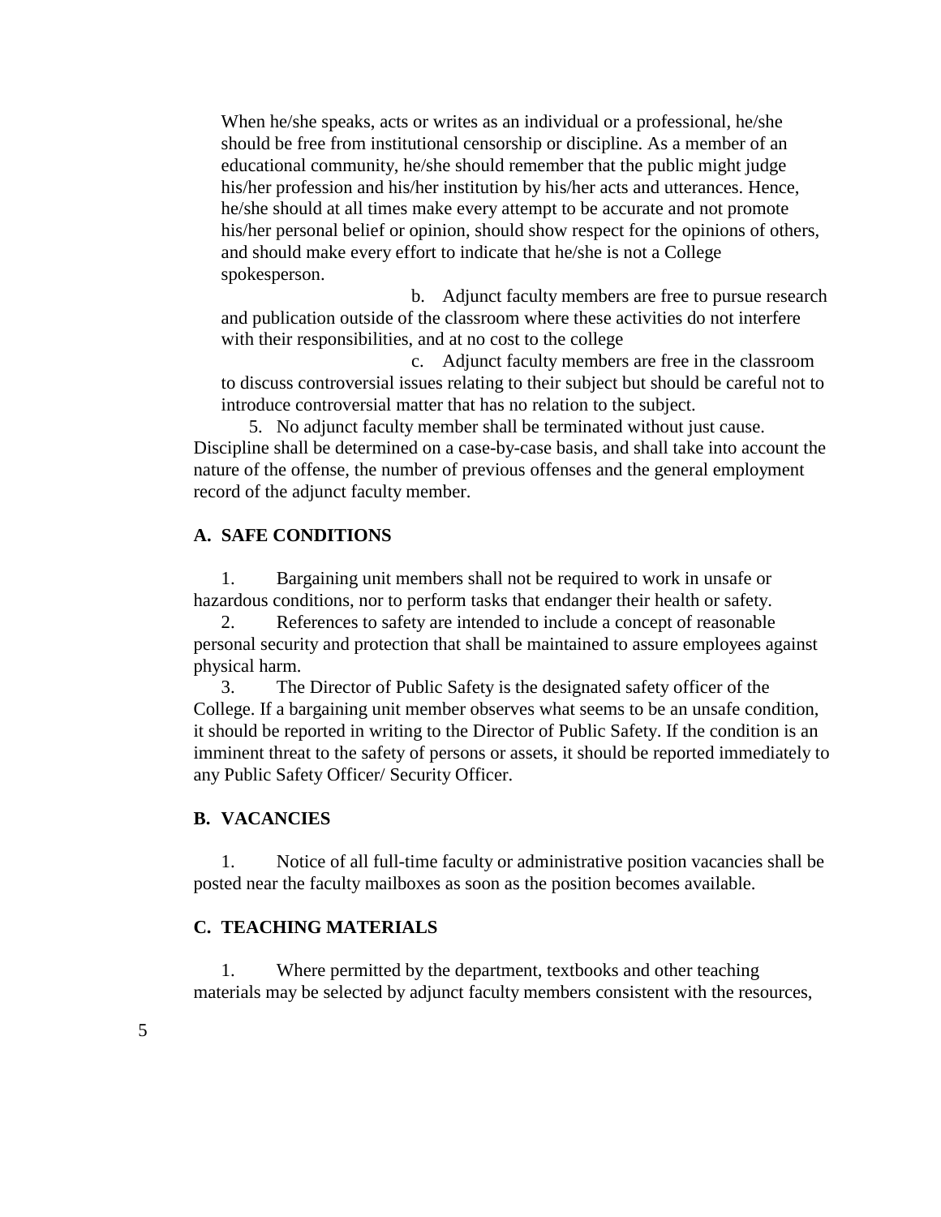When he/she speaks, acts or writes as an individual or a professional, he/she should be free from institutional censorship or discipline. As a member of an educational community, he/she should remember that the public might judge his/her profession and his/her institution by his/her acts and utterances. Hence, he/she should at all times make every attempt to be accurate and not promote his/her personal belief or opinion, should show respect for the opinions of others, and should make every effort to indicate that he/she is not a College spokesperson.

b. Adjunct faculty members are free to pursue research and publication outside of the classroom where these activities do not interfere with their responsibilities, and at no cost to the college

c. Adjunct faculty members are free in the classroom to discuss controversial issues relating to their subject but should be careful not to introduce controversial matter that has no relation to the subject.

5. No adjunct faculty member shall be terminated without just cause. Discipline shall be determined on a case-by-case basis, and shall take into account the nature of the offense, the number of previous offenses and the general employment record of the adjunct faculty member.

### A. SAFE CONDITIONS

1. Bargaining unit members shall not be required to work in unsafe or hazardous conditions, nor to perform tasks that endanger their health or safety.

2. References to safety are intended to include a concept of reasonable personal security and protection that shall be maintained to assure employees against physical harm.

3. The Director of Public Safety is the designated safety officer of the College. If a bargaining unit member observes what seems to be an unsafe condition, it should be reported in writing to the Director of Public Safety. If the condition is an imminent threat to the safety of persons or assets, it should be reported immediately to any Public Safety Officer/ Security Officer.

### B. VACANCIES

1. Notice of all full-time faculty or administrative position vacancies shall be posted near the faculty mailboxes as soon as the position becomes available.

### C. TEACHING MATERIALS

1. Where permitted by the department, textbooks and other teaching materials may be selected by adjunct faculty members consistent with the resources,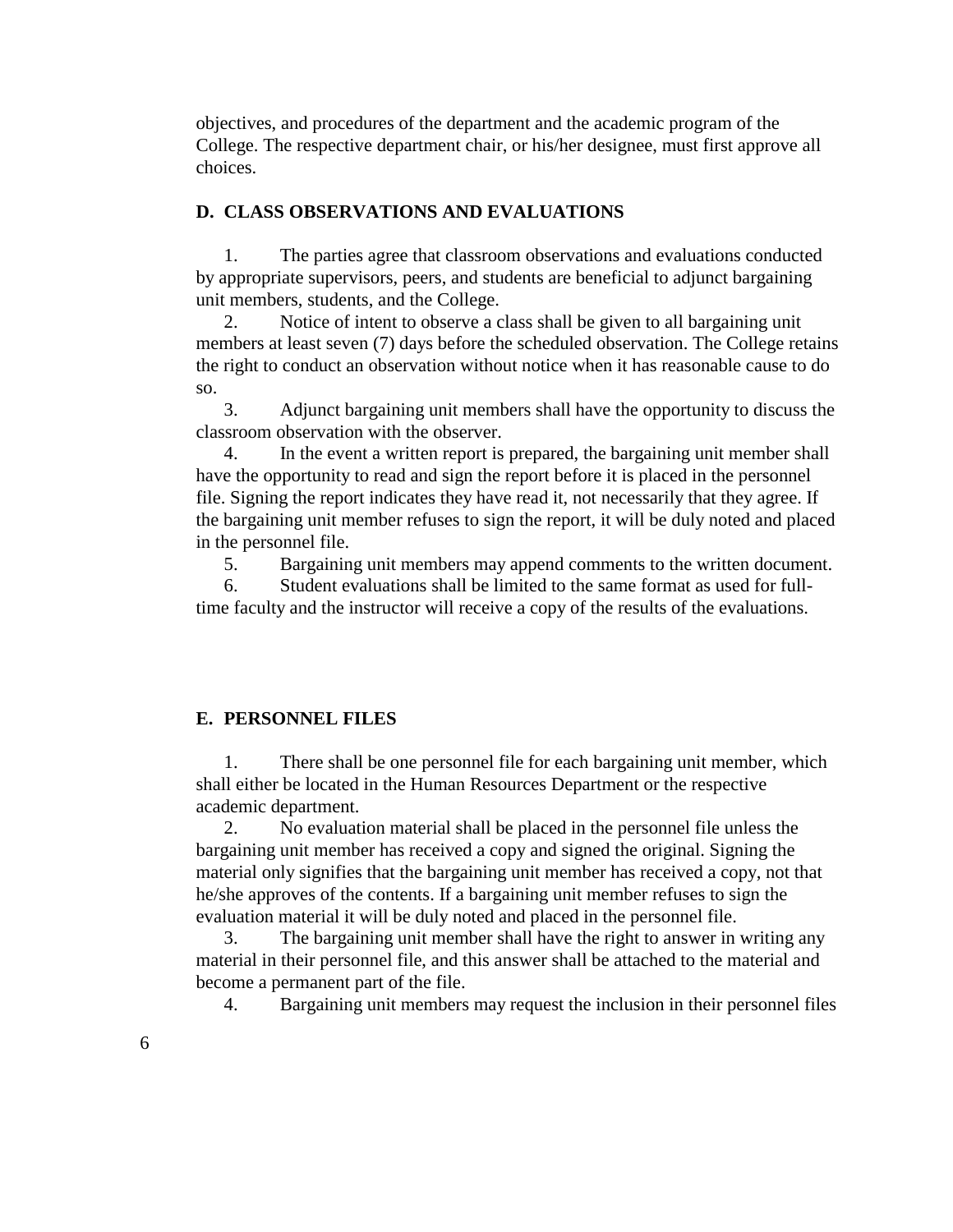objectives, and procedures of the department and the academic program of the College. The respective department chair, or his/her designee, must first approve all choices.

### D. CLASS OBSERVATIONS AND EVALUATIONS

1. The parties agree that classroom observations and evaluations conducted by appropriate supervisors, peers, and students are beneficial to adjunct bargaining unit members, students, and the College.
2. Notice of intent to observe a class shall be given to all bargaining unit members at least seven (7) days before the scheduled observation. The College retains the right to conduct an observation without notice when it has reasonable cause to do so.
3. Adjunct bargaining unit members shall have the opportunity to discuss the classroom observation with the observer.
4. In the event a written report is prepared, the bargaining unit member shall have the opportunity to read and sign the report before it is placed in the personnel file. Signing the report indicates they have read it, not necessarily that they agree. If the bargaining unit member refuses to sign the report, it will be duly noted and placed in the personnel file.
5. Bargaining unit members may append comments to the written document.
6. Student evaluations shall be limited to the same format as used for full-time faculty and the instructor will receive a copy of the results of the evaluations.

### E. PERSONNEL FILES

1. There shall be one personnel file for each bargaining unit member, which shall either be located in the Human Resources Department or the respective academic department.
2. No evaluation material shall be placed in the personnel file unless the bargaining unit member has received a copy and signed the original. Signing the material only signifies that the bargaining unit member has received a copy, not that he/she approves of the contents. If a bargaining unit member refuses to sign the evaluation material it will be duly noted and placed in the personnel file.
3. The bargaining unit member shall have the right to answer in writing any material in their personnel file, and this answer shall be attached to the material and become a permanent part of the file.
4. Bargaining unit members may request the inclusion in their personnel files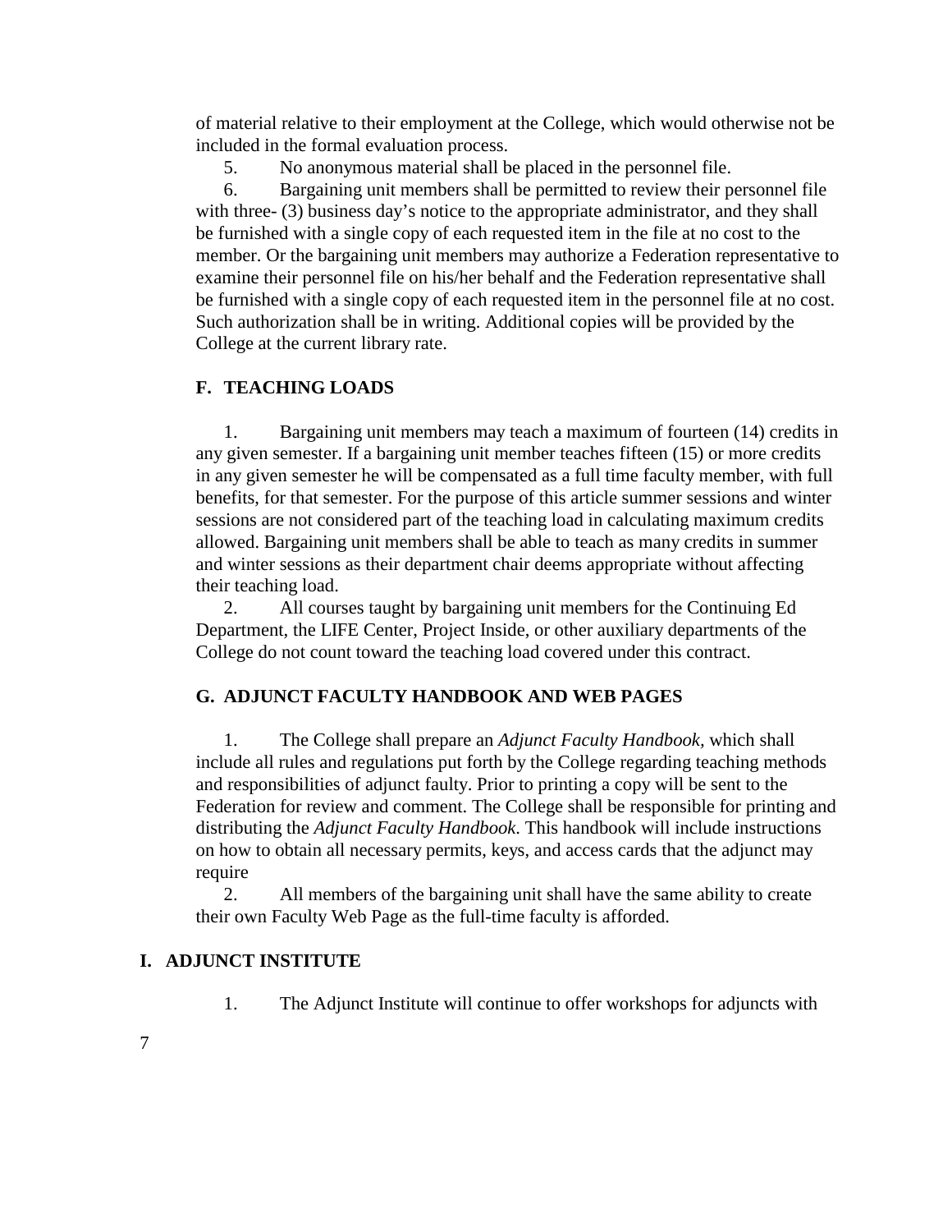of material relative to their employment at the College, which would otherwise not be included in the formal evaluation process.

5. No anonymous material shall be placed in the personnel file.

6. Bargaining unit members shall be permitted to review their personnel file with three- (3) business day's notice to the appropriate administrator, and they shall be furnished with a single copy of each requested item in the file at no cost to the member. Or the bargaining unit members may authorize a Federation representative to examine their personnel file on his/her behalf and the Federation representative shall be furnished with a single copy of each requested item in the personnel file at no cost. Such authorization shall be in writing. Additional copies will be provided by the College at the current library rate.

### F. TEACHING LOADS

1. Bargaining unit members may teach a maximum of fourteen (14) credits in any given semester. If a bargaining unit member teaches fifteen (15) or more credits in any given semester he will be compensated as a full time faculty member, with full benefits, for that semester. For the purpose of this article summer sessions and winter sessions are not considered part of the teaching load in calculating maximum credits allowed. Bargaining unit members shall be able to teach as many credits in summer and winter sessions as their department chair deems appropriate without affecting their teaching load.

2. All courses taught by bargaining unit members for the Continuing Ed Department, the LIFE Center, Project Inside, or other auxiliary departments of the College do not count toward the teaching load covered under this contract.

### G. ADJUNCT FACULTY HANDBOOK AND WEB PAGES

1. The College shall prepare an *Adjunct Faculty Handbook*, which shall include all rules and regulations put forth by the College regarding teaching methods and responsibilities of adjunct faulty. Prior to printing a copy will be sent to the Federation for review and comment. The College shall be responsible for printing and distributing the *Adjunct Faculty Handbook*. This handbook will include instructions on how to obtain all necessary permits, keys, and access cards that the adjunct may require

2. All members of the bargaining unit shall have the same ability to create their own Faculty Web Page as the full-time faculty is afforded.

### I. ADJUNCT INSTITUTE

1. The Adjunct Institute will continue to offer workshops for adjuncts with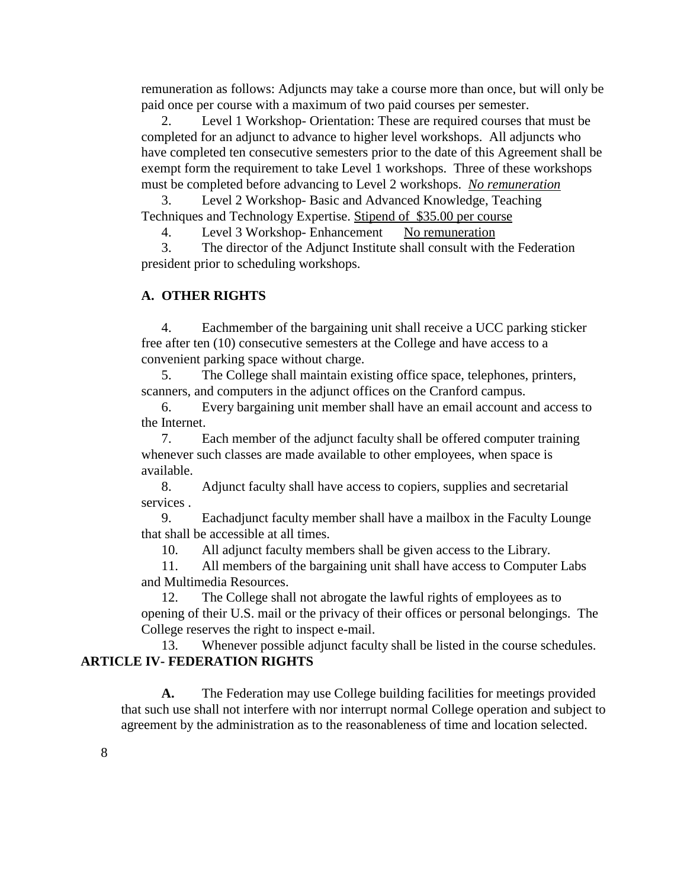remuneration as follows: Adjuncts may take a course more than once, but will only be paid once per course with a maximum of two paid courses per semester.

2. Level 1 Workshop- Orientation: These are required courses that must be completed for an adjunct to advance to higher level workshops. All adjuncts who have completed ten consecutive semesters prior to the date of this Agreement shall be exempt form the requirement to take Level 1 workshops. Three of these workshops must be completed before advancing to Level 2 workshops. *No remuneration*

3. Level 2 Workshop- Basic and Advanced Knowledge, Teaching Techniques and Technology Expertise. Stipend of $35.00 per course

4. Level 3 Workshop- Enhancement No remuneration

3. The director of the Adjunct Institute shall consult with the Federation president prior to scheduling workshops.

**A. OTHER RIGHTS**

4. Eachmember of the bargaining unit shall receive a UCC parking sticker free after ten (10) consecutive semesters at the College and have access to a convenient parking space without charge.

5. The College shall maintain existing office space, telephones, printers, scanners, and computers in the adjunct offices on the Cranford campus.

6. Every bargaining unit member shall have an email account and access to the Internet.

7. Each member of the adjunct faculty shall be offered computer training whenever such classes are made available to other employees, when space is available.

8. Adjunct faculty shall have access to copiers, supplies and secretarial services .

9. Eachadjunct faculty member shall have a mailbox in the Faculty Lounge that shall be accessible at all times.

10. All adjunct faculty members shall be given access to the Library.

11. All members of the bargaining unit shall have access to Computer Labs and Multimedia Resources.

12. The College shall not abrogate the lawful rights of employees as to opening of their U.S. mail or the privacy of their offices or personal belongings. The College reserves the right to inspect e-mail.

13. Whenever possible adjunct faculty shall be listed in the course schedules.

## ARTICLE IV- FEDERATION RIGHTS

**A.** The Federation may use College building facilities for meetings provided that such use shall not interfere with nor interrupt normal College operation and subject to agreement by the administration as to the reasonableness of time and location selected.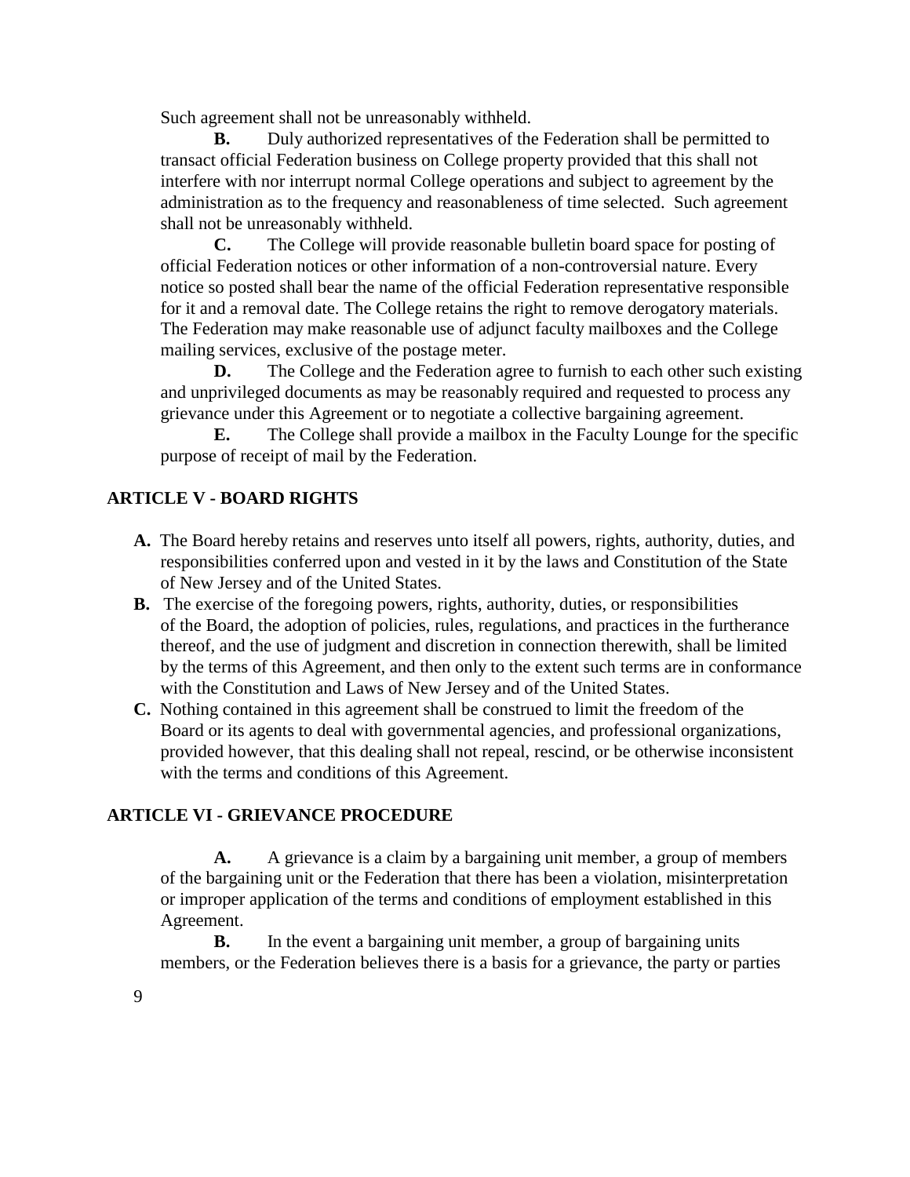Such agreement shall not be unreasonably withheld.

**B.** Duly authorized representatives of the Federation shall be permitted to transact official Federation business on College property provided that this shall not interfere with nor interrupt normal College operations and subject to agreement by the administration as to the frequency and reasonableness of time selected. Such agreement shall not be unreasonably withheld.

**C.** The College will provide reasonable bulletin board space for posting of official Federation notices or other information of a non-controversial nature. Every notice so posted shall bear the name of the official Federation representative responsible for it and a removal date. The College retains the right to remove derogatory materials. The Federation may make reasonable use of adjunct faculty mailboxes and the College mailing services, exclusive of the postage meter.

**D.** The College and the Federation agree to furnish to each other such existing and unprivileged documents as may be reasonably required and requested to process any grievance under this Agreement or to negotiate a collective bargaining agreement.

**E.** The College shall provide a mailbox in the Faculty Lounge for the specific purpose of receipt of mail by the Federation.

## ARTICLE V - BOARD RIGHTS

**A.** The Board hereby retains and reserves unto itself all powers, rights, authority, duties, and responsibilities conferred upon and vested in it by the laws and Constitution of the State of New Jersey and of the United States.

**B.** The exercise of the foregoing powers, rights, authority, duties, or responsibilities of the Board, the adoption of policies, rules, regulations, and practices in the furtherance thereof, and the use of judgment and discretion in connection therewith, shall be limited by the terms of this Agreement, and then only to the extent such terms are in conformance with the Constitution and Laws of New Jersey and of the United States.

**C.** Nothing contained in this agreement shall be construed to limit the freedom of the Board or its agents to deal with governmental agencies, and professional organizations, provided however, that this dealing shall not repeal, rescind, or be otherwise inconsistent with the terms and conditions of this Agreement.

## ARTICLE VI - GRIEVANCE PROCEDURE

**A.** A grievance is a claim by a bargaining unit member, a group of members of the bargaining unit or the Federation that there has been a violation, misinterpretation or improper application of the terms and conditions of employment established in this Agreement.

**B.** In the event a bargaining unit member, a group of bargaining units members, or the Federation believes there is a basis for a grievance, the party or parties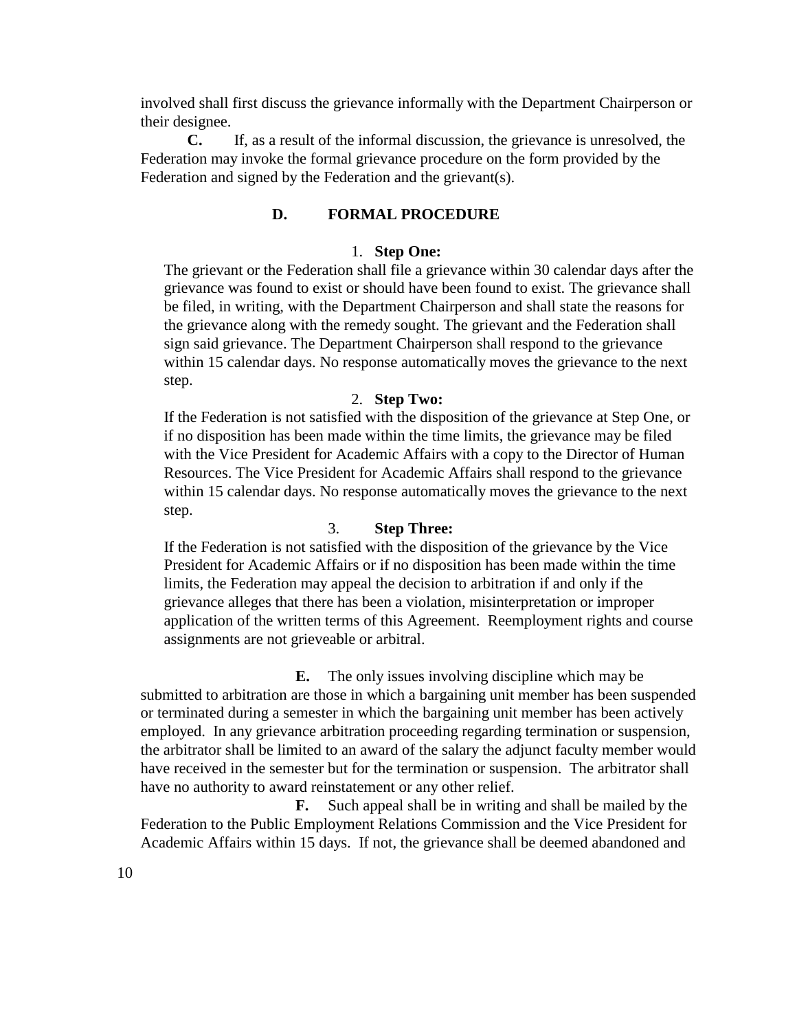involved shall first discuss the grievance informally with the Department Chairperson or their designee.

**C.** If, as a result of the informal discussion, the grievance is unresolved, the Federation may invoke the formal grievance procedure on the form provided by the Federation and signed by the Federation and the grievant(s).

### D. FORMAL PROCEDURE

1. **Step One:**

The grievant or the Federation shall file a grievance within 30 calendar days after the grievance was found to exist or should have been found to exist. The grievance shall be filed, in writing, with the Department Chairperson and shall state the reasons for the grievance along with the remedy sought. The grievant and the Federation shall sign said grievance. The Department Chairperson shall respond to the grievance within 15 calendar days. No response automatically moves the grievance to the next step.

2. **Step Two:**

If the Federation is not satisfied with the disposition of the grievance at Step One, or if no disposition has been made within the time limits, the grievance may be filed with the Vice President for Academic Affairs with a copy to the Director of Human Resources. The Vice President for Academic Affairs shall respond to the grievance within 15 calendar days. No response automatically moves the grievance to the next step.

3. **Step Three:**

If the Federation is not satisfied with the disposition of the grievance by the Vice President for Academic Affairs or if no disposition has been made within the time limits, the Federation may appeal the decision to arbitration if and only if the grievance alleges that there has been a violation, misinterpretation or improper application of the written terms of this Agreement. Reemployment rights and course assignments are not grieveable or arbitral.

**E.** The only issues involving discipline which may be submitted to arbitration are those in which a bargaining unit member has been suspended or terminated during a semester in which the bargaining unit member has been actively employed. In any grievance arbitration proceeding regarding termination or suspension, the arbitrator shall be limited to an award of the salary the adjunct faculty member would have received in the semester but for the termination or suspension. The arbitrator shall have no authority to award reinstatement or any other relief.

**F.** Such appeal shall be in writing and shall be mailed by the Federation to the Public Employment Relations Commission and the Vice President for Academic Affairs within 15 days. If not, the grievance shall be deemed abandoned and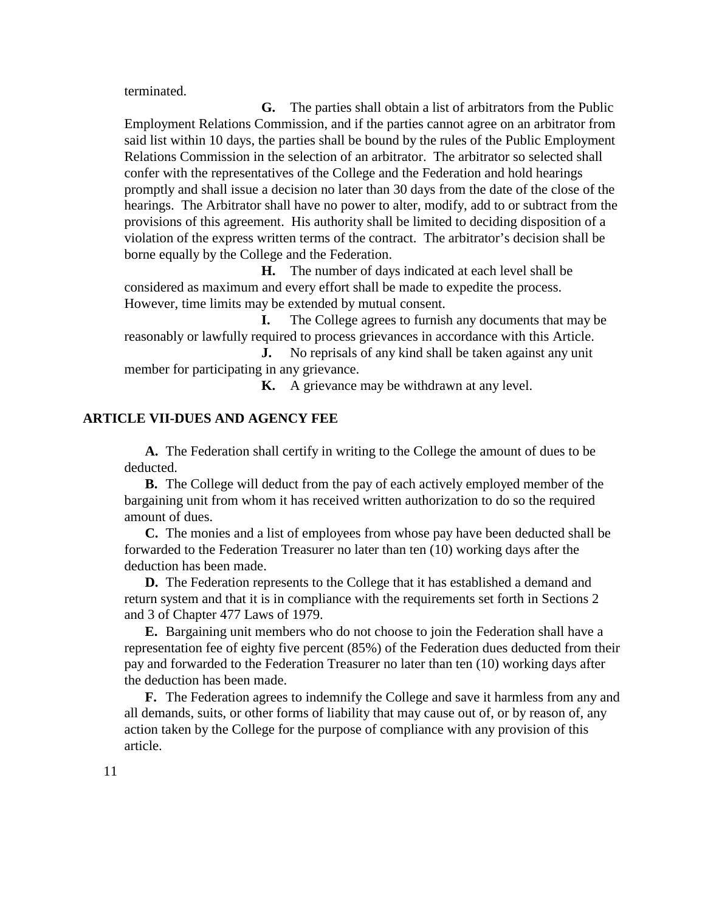terminated.

**G.** The parties shall obtain a list of arbitrators from the Public Employment Relations Commission, and if the parties cannot agree on an arbitrator from said list within 10 days, the parties shall be bound by the rules of the Public Employment Relations Commission in the selection of an arbitrator. The arbitrator so selected shall confer with the representatives of the College and the Federation and hold hearings promptly and shall issue a decision no later than 30 days from the date of the close of the hearings. The Arbitrator shall have no power to alter, modify, add to or subtract from the provisions of this agreement. His authority shall be limited to deciding disposition of a violation of the express written terms of the contract. The arbitrator's decision shall be borne equally by the College and the Federation.

**H.** The number of days indicated at each level shall be considered as maximum and every effort shall be made to expedite the process. However, time limits may be extended by mutual consent.

**I.** The College agrees to furnish any documents that may be reasonably or lawfully required to process grievances in accordance with this Article.

**J.** No reprisals of any kind shall be taken against any unit member for participating in any grievance.

**K.** A grievance may be withdrawn at any level.

## ARTICLE VII-DUES AND AGENCY FEE

**A.** The Federation shall certify in writing to the College the amount of dues to be deducted.

**B.** The College will deduct from the pay of each actively employed member of the bargaining unit from whom it has received written authorization to do so the required amount of dues.

**C.** The monies and a list of employees from whose pay have been deducted shall be forwarded to the Federation Treasurer no later than ten (10) working days after the deduction has been made.

**D.** The Federation represents to the College that it has established a demand and return system and that it is in compliance with the requirements set forth in Sections 2 and 3 of Chapter 477 Laws of 1979.

**E.** Bargaining unit members who do not choose to join the Federation shall have a representation fee of eighty five percent (85%) of the Federation dues deducted from their pay and forwarded to the Federation Treasurer no later than ten (10) working days after the deduction has been made.

**F.** The Federation agrees to indemnify the College and save it harmless from any and all demands, suits, or other forms of liability that may cause out of, or by reason of, any action taken by the College for the purpose of compliance with any provision of this article.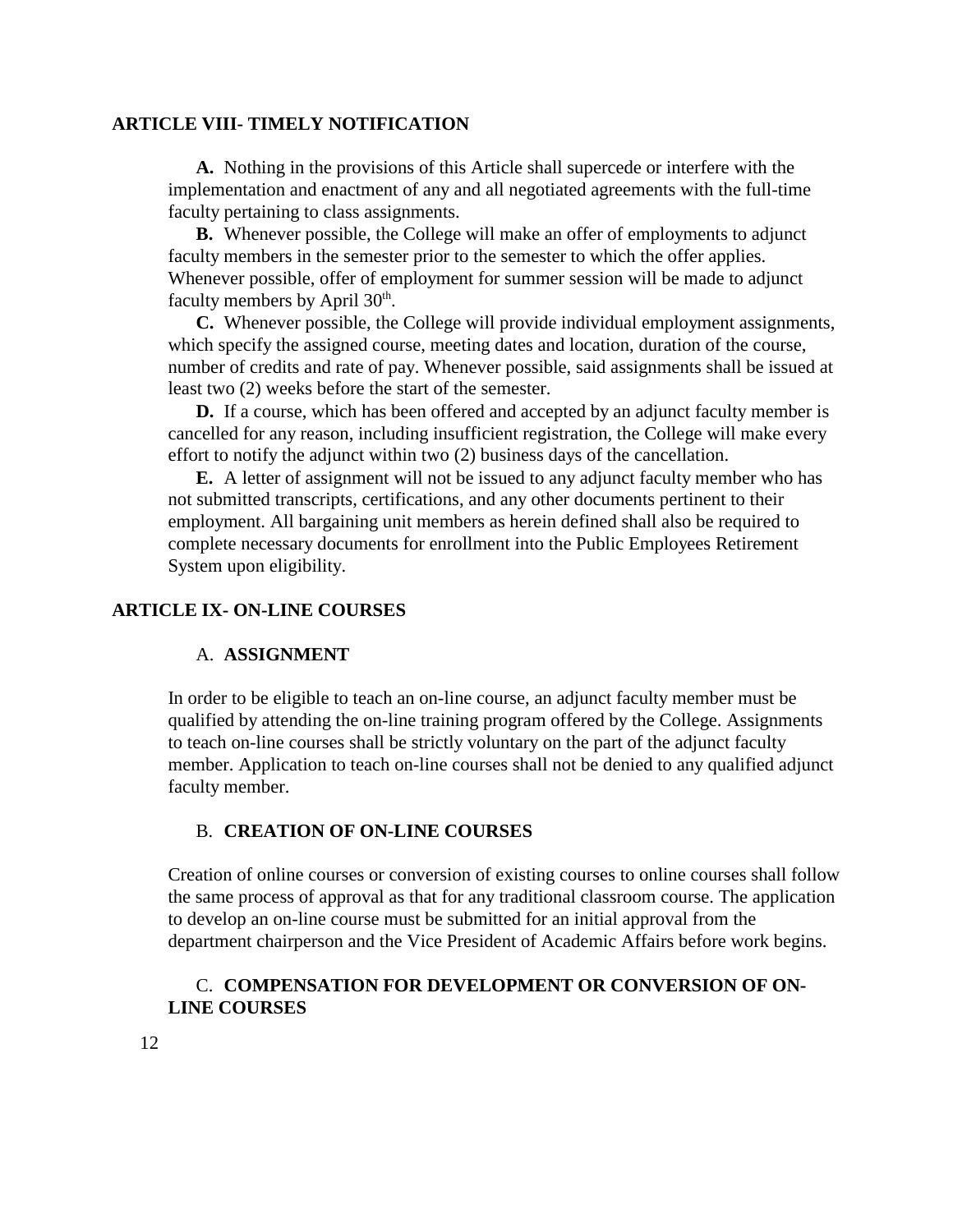## ARTICLE VIII- TIMELY NOTIFICATION

**A.** Nothing in the provisions of this Article shall supercede or interfere with the implementation and enactment of any and all negotiated agreements with the full-time faculty pertaining to class assignments.

**B.** Whenever possible, the College will make an offer of employments to adjunct faculty members in the semester prior to the semester to which the offer applies. Whenever possible, offer of employment for summer session will be made to adjunct faculty members by April 30th.

**C.** Whenever possible, the College will provide individual employment assignments, which specify the assigned course, meeting dates and location, duration of the course, number of credits and rate of pay. Whenever possible, said assignments shall be issued at least two (2) weeks before the start of the semester.

**D.** If a course, which has been offered and accepted by an adjunct faculty member is cancelled for any reason, including insufficient registration, the College will make every effort to notify the adjunct within two (2) business days of the cancellation.

**E.** A letter of assignment will not be issued to any adjunct faculty member who has not submitted transcripts, certifications, and any other documents pertinent to their employment. All bargaining unit members as herein defined shall also be required to complete necessary documents for enrollment into the Public Employees Retirement System upon eligibility.

## ARTICLE IX- ON-LINE COURSES

### A. ASSIGNMENT

In order to be eligible to teach an on-line course, an adjunct faculty member must be qualified by attending the on-line training program offered by the College. Assignments to teach on-line courses shall be strictly voluntary on the part of the adjunct faculty member. Application to teach on-line courses shall not be denied to any qualified adjunct faculty member.

### B. CREATION OF ON-LINE COURSES

Creation of online courses or conversion of existing courses to online courses shall follow the same process of approval as that for any traditional classroom course. The application to develop an on-line course must be submitted for an initial approval from the department chairperson and the Vice President of Academic Affairs before work begins.

### C. COMPENSATION FOR DEVELOPMENT OR CONVERSION OF ON-LINE COURSES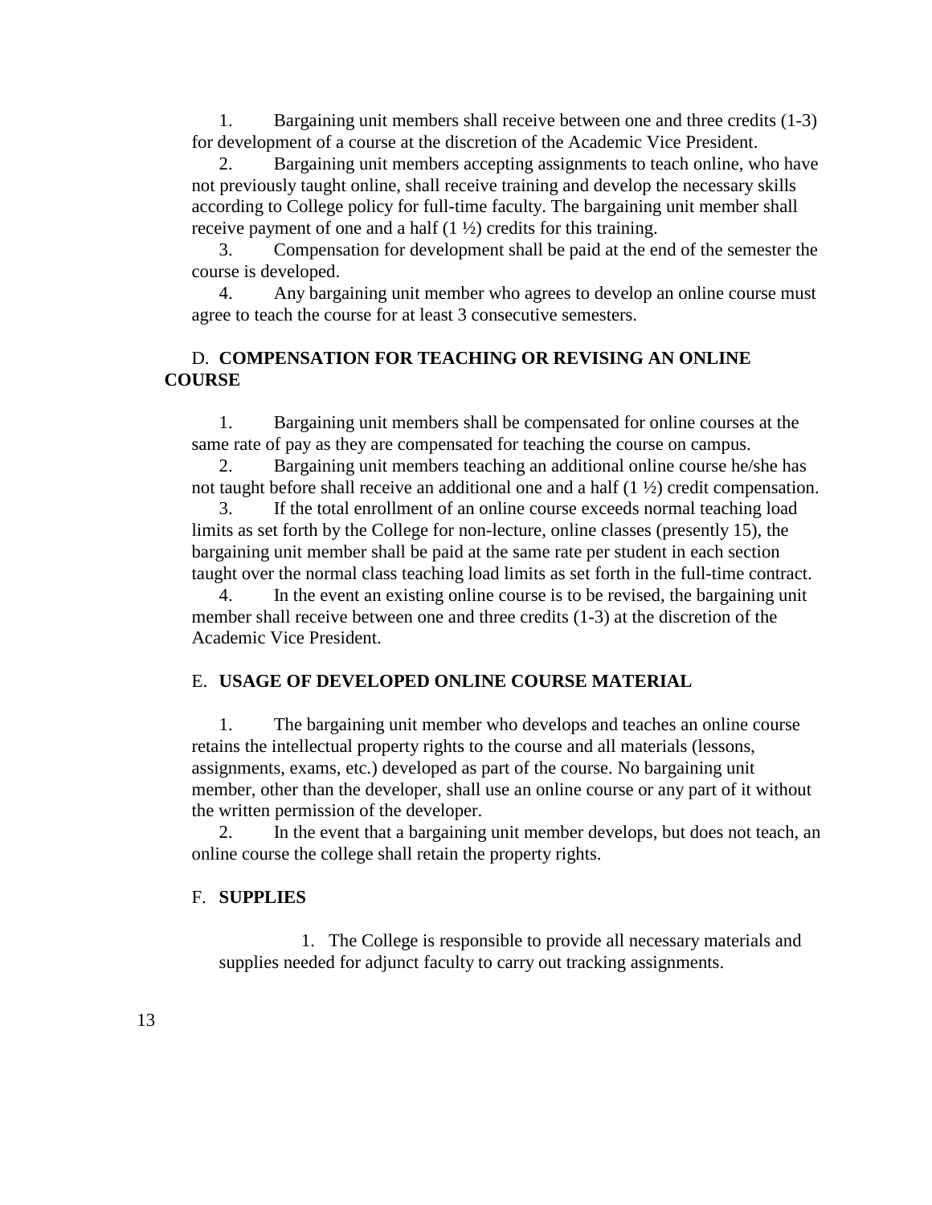1. Bargaining unit members shall receive between one and three credits (1-3) for development of a course at the discretion of the Academic Vice President.
2. Bargaining unit members accepting assignments to teach online, who have not previously taught online, shall receive training and develop the necessary skills according to College policy for full-time faculty. The bargaining unit member shall receive payment of one and a half (1 ½) credits for this training.
3. Compensation for development shall be paid at the end of the semester the course is developed.
4. Any bargaining unit member who agrees to develop an online course must agree to teach the course for at least 3 consecutive semesters.

### D. **COMPENSATION FOR TEACHING OR REVISING AN ONLINE COURSE**

1. Bargaining unit members shall be compensated for online courses at the same rate of pay as they are compensated for teaching the course on campus.
2. Bargaining unit members teaching an additional online course he/she has not taught before shall receive an additional one and a half (1 ½) credit compensation.
3. If the total enrollment of an online course exceeds normal teaching load limits as set forth by the College for non-lecture, online classes (presently 15), the bargaining unit member shall be paid at the same rate per student in each section taught over the normal class teaching load limits as set forth in the full-time contract.
4. In the event an existing online course is to be revised, the bargaining unit member shall receive between one and three credits (1-3) at the discretion of the Academic Vice President.

### E. **USAGE OF DEVELOPED ONLINE COURSE MATERIAL**

1. The bargaining unit member who develops and teaches an online course retains the intellectual property rights to the course and all materials (lessons, assignments, exams, etc.) developed as part of the course. No bargaining unit member, other than the developer, shall use an online course or any part of it without the written permission of the developer.
2. In the event that a bargaining unit member develops, but does not teach, an online course the college shall retain the property rights.

### F. **SUPPLIES**

1. The College is responsible to provide all necessary materials and supplies needed for adjunct faculty to carry out tracking assignments.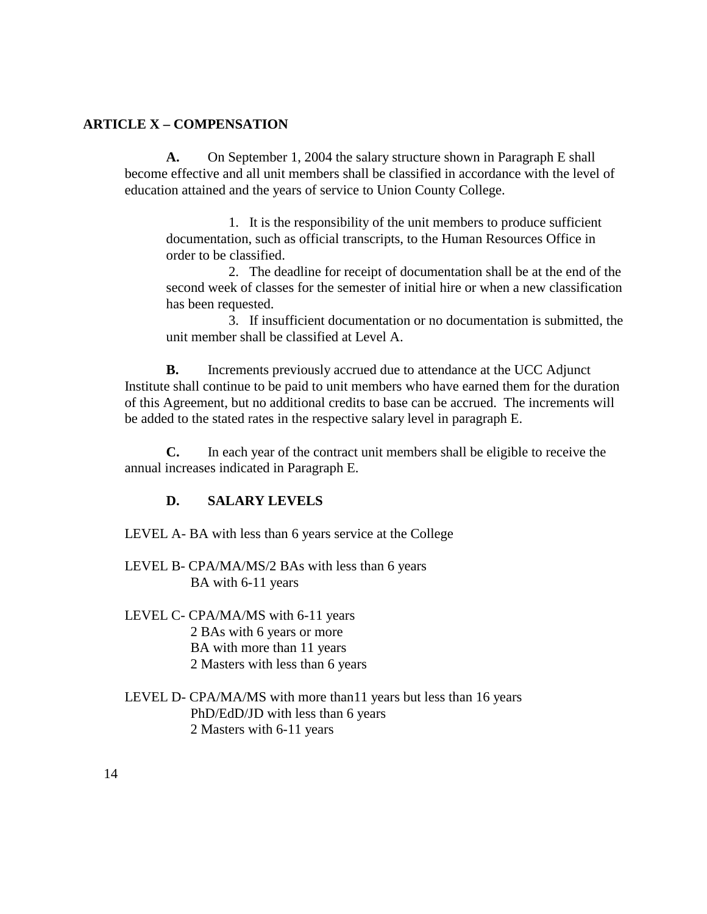## ARTICLE X – COMPENSATION

**A.** On September 1, 2004 the salary structure shown in Paragraph E shall become effective and all unit members shall be classified in accordance with the level of education attained and the years of service to Union County College.

1. It is the responsibility of the unit members to produce sufficient documentation, such as official transcripts, to the Human Resources Office in order to be classified.
2. The deadline for receipt of documentation shall be at the end of the second week of classes for the semester of initial hire or when a new classification has been requested.
3. If insufficient documentation or no documentation is submitted, the unit member shall be classified at Level A.

**B.** Increments previously accrued due to attendance at the UCC Adjunct Institute shall continue to be paid to unit members who have earned them for the duration of this Agreement, but no additional credits to base can be accrued. The increments will be added to the stated rates in the respective salary level in paragraph E.

**C.** In each year of the contract unit members shall be eligible to receive the annual increases indicated in Paragraph E.

**D. SALARY LEVELS**

LEVEL A- BA with less than 6 years service at the College

LEVEL B- CPA/MA/MS/2 BAs with less than 6 years
BA with 6-11 years

LEVEL C- CPA/MA/MS with 6-11 years
2 BAs with 6 years or more
BA with more than 11 years
2 Masters with less than 6 years

LEVEL D- CPA/MA/MS with more than11 years but less than 16 years
PhD/EdD/JD with less than 6 years
2 Masters with 6-11 years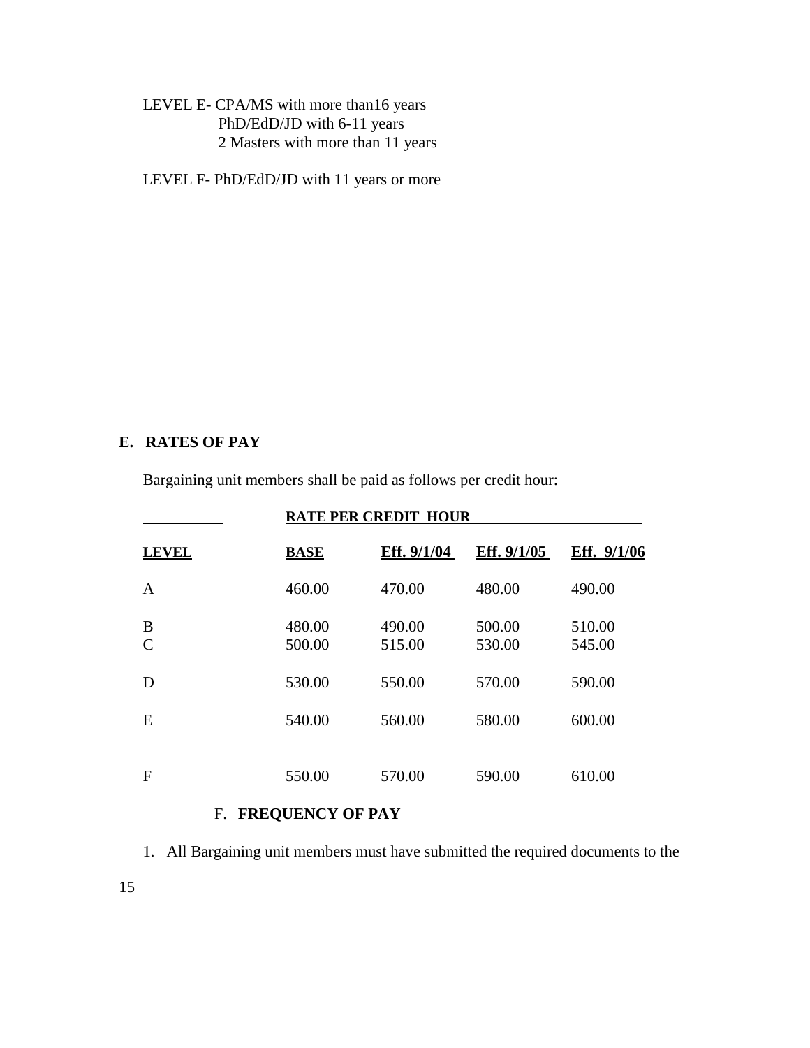LEVEL E- CPA/MS with more than16 years
PhD/EdD/JD with 6-11 years
2 Masters with more than 11 years

LEVEL F- PhD/EdD/JD with 11 years or more

## E. RATES OF PAY

Bargaining unit members shall be paid as follows per credit hour:

| | RATE PER CREDIT HOUR | | | |
|---|---|---|---|---|
| **LEVEL** | **BASE** | **Eff. 9/1/04** | **Eff. 9/1/05** | **Eff. 9/1/06** |
| A | 460.00 | 470.00 | 480.00 | 490.00 |
| B | 480.00 | 490.00 | 500.00 | 510.00 |
| C | 500.00 | 515.00 | 530.00 | 545.00 |
| D | 530.00 | 550.00 | 570.00 | 590.00 |
| E | 540.00 | 560.00 | 580.00 | 600.00 |
| F | 550.00 | 570.00 | 590.00 | 610.00 |

## F. FREQUENCY OF PAY

1. All Bargaining unit members must have submitted the required documents to the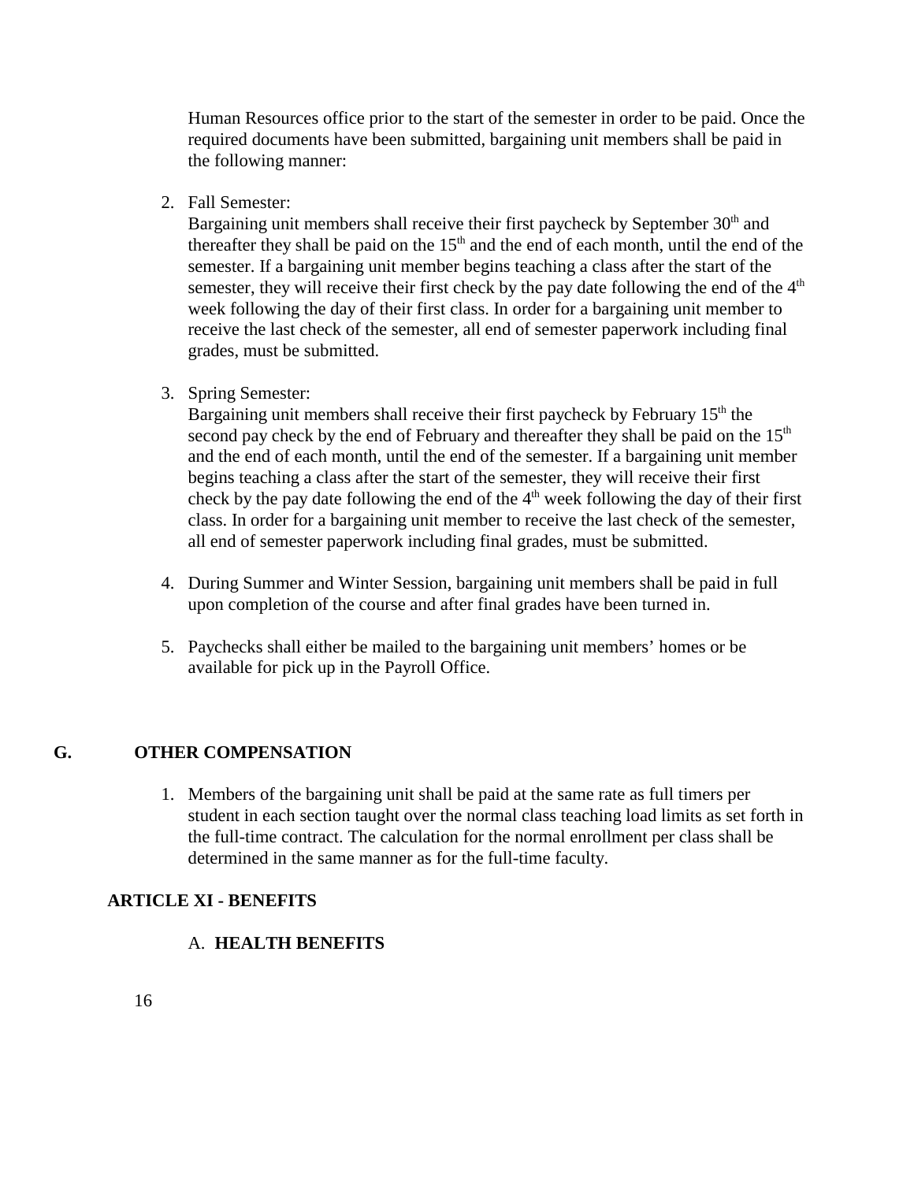Human Resources office prior to the start of the semester in order to be paid. Once the required documents have been submitted, bargaining unit members shall be paid in the following manner:

2. Fall Semester:
   Bargaining unit members shall receive their first paycheck by September 30th and thereafter they shall be paid on the 15th and the end of each month, until the end of the semester. If a bargaining unit member begins teaching a class after the start of the semester, they will receive their first check by the pay date following the end of the 4th week following the day of their first class. In order for a bargaining unit member to receive the last check of the semester, all end of semester paperwork including final grades, must be submitted.

3. Spring Semester:
   Bargaining unit members shall receive their first paycheck by February 15th the second pay check by the end of February and thereafter they shall be paid on the 15th and the end of each month, until the end of the semester. If a bargaining unit member begins teaching a class after the start of the semester, they will receive their first check by the pay date following the end of the 4th week following the day of their first class. In order for a bargaining unit member to receive the last check of the semester, all end of semester paperwork including final grades, must be submitted.

4. During Summer and Winter Session, bargaining unit members shall be paid in full upon completion of the course and after final grades have been turned in.

5. Paychecks shall either be mailed to the bargaining unit members' homes or be available for pick up in the Payroll Office.

**G. OTHER COMPENSATION**

1. Members of the bargaining unit shall be paid at the same rate as full timers per student in each section taught over the normal class teaching load limits as set forth in the full-time contract. The calculation for the normal enrollment per class shall be determined in the same manner as for the full-time faculty.

## ARTICLE XI - BENEFITS

A. **HEALTH BENEFITS**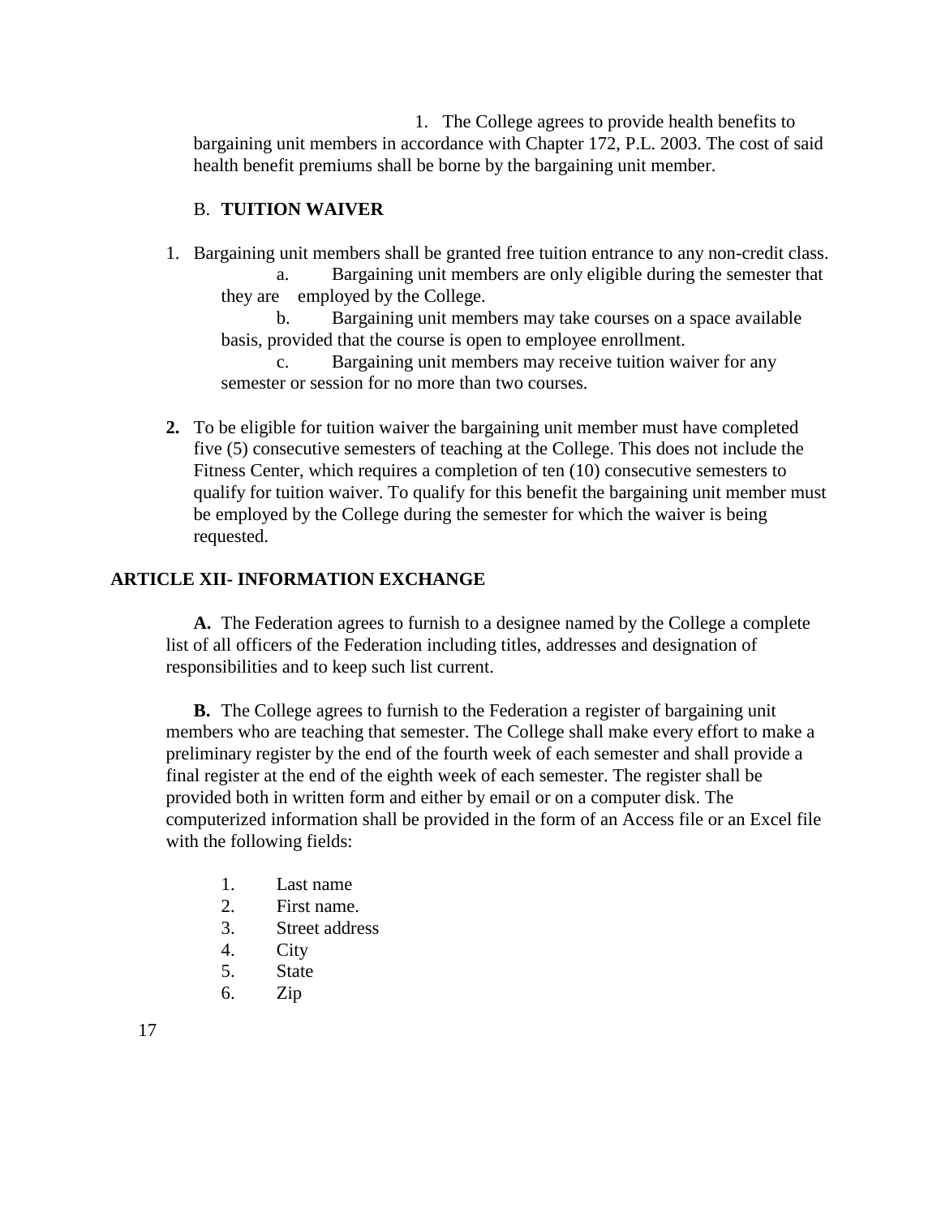1. The College agrees to provide health benefits to bargaining unit members in accordance with Chapter 172, P.L. 2003. The cost of said health benefit premiums shall be borne by the bargaining unit member.

B. **TUITION WAIVER**

1. Bargaining unit members shall be granted free tuition entrance to any non-credit class.
   a. Bargaining unit members are only eligible during the semester that they are employed by the College.
   b. Bargaining unit members may take courses on a space available basis, provided that the course is open to employee enrollment.
   c. Bargaining unit members may receive tuition waiver for any semester or session for no more than two courses.

2. To be eligible for tuition waiver the bargaining unit member must have completed five (5) consecutive semesters of teaching at the College. This does not include the Fitness Center, which requires a completion of ten (10) consecutive semesters to qualify for tuition waiver. To qualify for this benefit the bargaining unit member must be employed by the College during the semester for which the waiver is being requested.

## ARTICLE XII- INFORMATION EXCHANGE

**A.** The Federation agrees to furnish to a designee named by the College a complete list of all officers of the Federation including titles, addresses and designation of responsibilities and to keep such list current.

**B.** The College agrees to furnish to the Federation a register of bargaining unit members who are teaching that semester. The College shall make every effort to make a preliminary register by the end of the fourth week of each semester and shall provide a final register at the end of the eighth week of each semester. The register shall be provided both in written form and either by email or on a computer disk. The computerized information shall be provided in the form of an Access file or an Excel file with the following fields:

1. Last name
2. First name.
3. Street address
4. City
5. State
6. Zip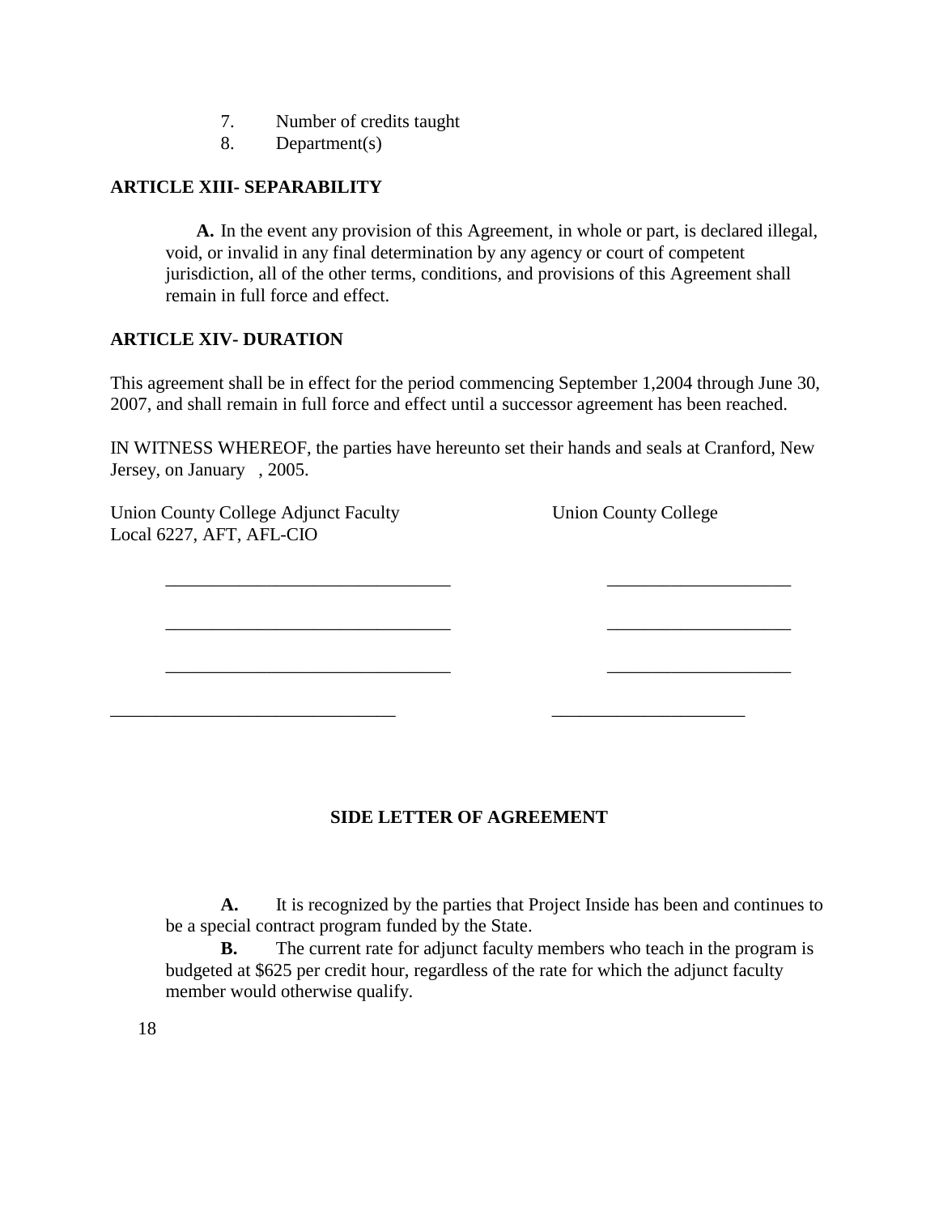7. Number of credits taught
8. Department(s)

**ARTICLE XIII- SEPARABILITY**

**A.** In the event any provision of this Agreement, in whole or part, is declared illegal, void, or invalid in any final determination by any agency or court of competent jurisdiction, all of the other terms, conditions, and provisions of this Agreement shall remain in full force and effect.

**ARTICLE XIV- DURATION**

This agreement shall be in effect for the period commencing September 1,2004 through June 30, 2007, and shall remain in full force and effect until a successor agreement has been reached.

IN WITNESS WHEREOF, the parties have hereunto set their hands and seals at Cranford, New Jersey, on January , 2005.

| Union County College Adjunct Faculty Local 6227, AFT, AFL-CIO | Union County College |
| --- | --- |
| ______________________________ | ____________________ |
| ______________________________ | ____________________ |
| ______________________________ | ____________________ |
| ______________________________ | ____________________ |

**SIDE LETTER OF AGREEMENT**

**A.** It is recognized by the parties that Project Inside has been and continues to be a special contract program funded by the State.

**B.** The current rate for adjunct faculty members who teach in the program is budgeted at $625 per credit hour, regardless of the rate for which the adjunct faculty member would otherwise qualify.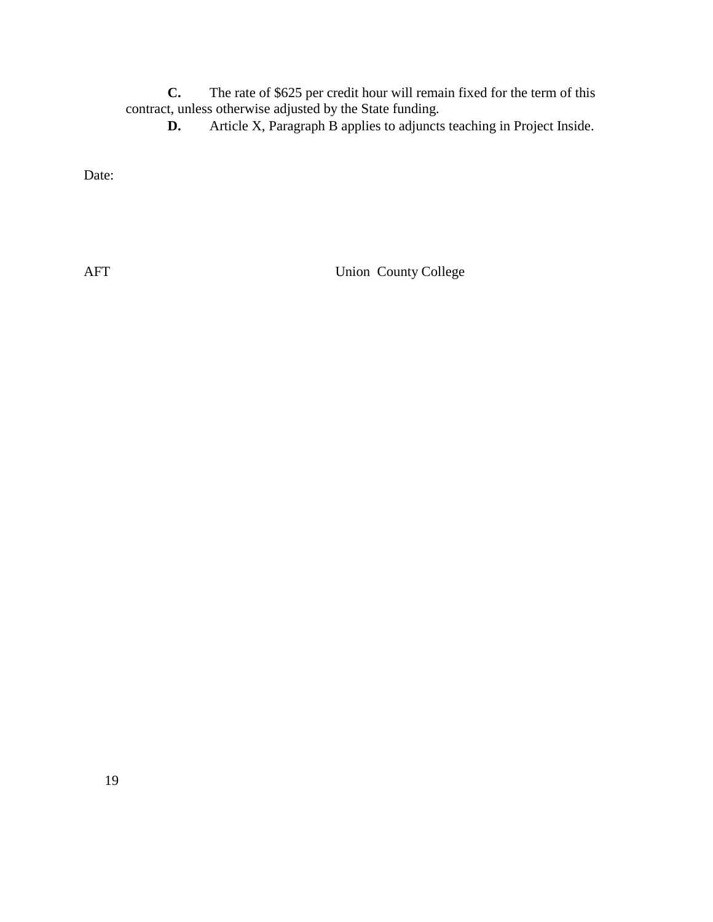**C.** The rate of $625 per credit hour will remain fixed for the term of this contract, unless otherwise adjusted by the State funding.

**D.** Article X, Paragraph B applies to adjuncts teaching in Project Inside.

Date:

AFT　　　　　　　　　　　　　　　　　　Union County College